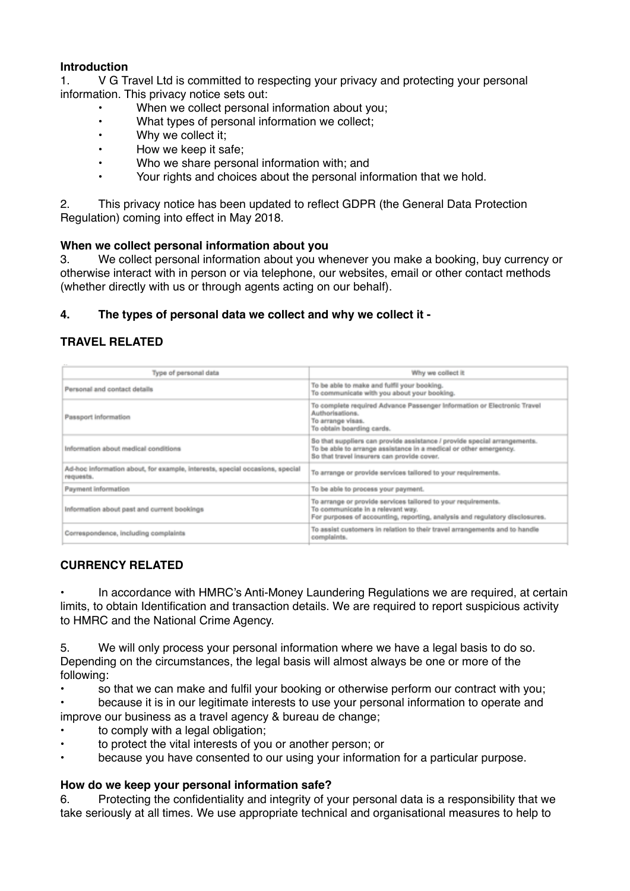**Introduction**

1. V G Travel Ltd is committed to respecting your privacy and protecting your personal information. This privacy notice sets out:
   - When we collect personal information about you;
   - What types of personal information we collect;
   - Why we collect it;
   - How we keep it safe;
   - Who we share personal information with; and
   - Your rights and choices about the personal information that we hold.

2. This privacy notice has been updated to reflect GDPR (the General Data Protection Regulation) coming into effect in May 2018.

**When we collect personal information about you**

3. We collect personal information about you whenever you make a booking, buy currency or otherwise interact with in person or via telephone, our websites, email or other contact methods (whether directly with us or through agents acting on our behalf).

**4. The types of personal data we collect and why we collect it -**

**TRAVEL RELATED**

| Type of personal data | Why we collect it |
|---|---|
| Personal and contact details | To be able to make and fulfil your booking. To communicate with you about your booking. |
| Passport information | To complete required Advance Passenger Information or Electronic Travel Authorisations. To arrange visas. To obtain boarding cards. |
| Information about medical conditions | So that suppliers can provide assistance / provide special arrangements. To be able to arrange assistance in a medical or other emergency. So that travel insurers can provide cover. |
| Ad-hoc information about, for example, interests, special occasions, special requests. | To arrange or provide services tailored to your requirements. |
| Payment information | To be able to process your payment. |
| Information about past and current bookings | To arrange or provide services tailored to your requirements. To communicate in a relevant way. For purposes of accounting, reporting, analysis and regulatory disclosures. |
| Correspondence, including complaints | To assist customers in relation to their travel arrangements and to handle complaints. |

**CURRENCY RELATED**

- In accordance with HMRC's Anti-Money Laundering Regulations we are required, at certain limits, to obtain Identification and transaction details. We are required to report suspicious activity to HMRC and the National Crime Agency.

5. We will only process your personal information where we have a legal basis to do so. Depending on the circumstances, the legal basis will almost always be one or more of the following:
   - so that we can make and fulfil your booking or otherwise perform our contract with you;
   - because it is in our legitimate interests to use your personal information to operate and improve our business as a travel agency & bureau de change;
   - to comply with a legal obligation;
   - to protect the vital interests of you or another person; or
   - because you have consented to our using your information for a particular purpose.

**How do we keep your personal information safe?**

6. Protecting the confidentiality and integrity of your personal data is a responsibility that we take seriously at all times. We use appropriate technical and organisational measures to help to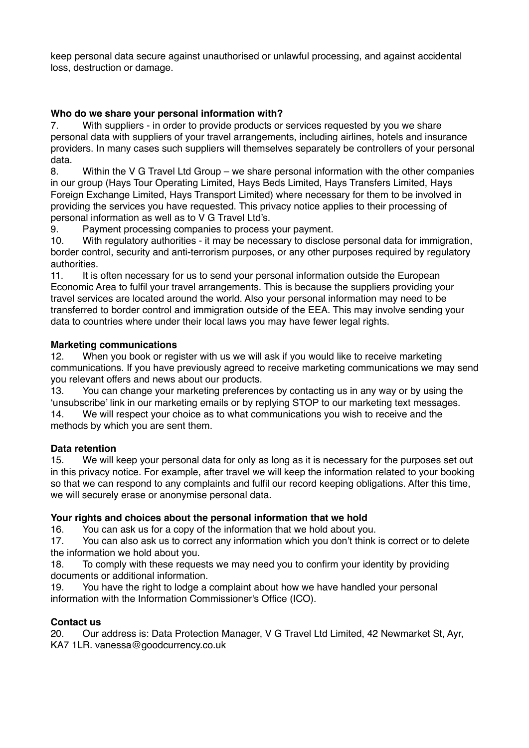keep personal data secure against unauthorised or unlawful processing, and against accidental loss, destruction or damage.

**Who do we share your personal information with?**

7. With suppliers - in order to provide products or services requested by you we share personal data with suppliers of your travel arrangements, including airlines, hotels and insurance providers. In many cases such suppliers will themselves separately be controllers of your personal data.

8. Within the V G Travel Ltd Group – we share personal information with the other companies in our group (Hays Tour Operating Limited, Hays Beds Limited, Hays Transfers Limited, Hays Foreign Exchange Limited, Hays Transport Limited) where necessary for them to be involved in providing the services you have requested. This privacy notice applies to their processing of personal information as well as to V G Travel Ltd's.

9. Payment processing companies to process your payment.

10. With regulatory authorities - it may be necessary to disclose personal data for immigration, border control, security and anti-terrorism purposes, or any other purposes required by regulatory authorities.

11. It is often necessary for us to send your personal information outside the European Economic Area to fulfil your travel arrangements. This is because the suppliers providing your travel services are located around the world. Also your personal information may need to be transferred to border control and immigration outside of the EEA. This may involve sending your data to countries where under their local laws you may have fewer legal rights.

**Marketing communications**

12. When you book or register with us we will ask if you would like to receive marketing communications. If you have previously agreed to receive marketing communications we may send you relevant offers and news about our products.

13. You can change your marketing preferences by contacting us in any way or by using the 'unsubscribe' link in our marketing emails or by replying STOP to our marketing text messages.

14. We will respect your choice as to what communications you wish to receive and the methods by which you are sent them.

**Data retention**

15. We will keep your personal data for only as long as it is necessary for the purposes set out in this privacy notice. For example, after travel we will keep the information related to your booking so that we can respond to any complaints and fulfil our record keeping obligations. After this time, we will securely erase or anonymise personal data.

**Your rights and choices about the personal information that we hold**

16. You can ask us for a copy of the information that we hold about you.

17. You can also ask us to correct any information which you don't think is correct or to delete the information we hold about you.

18. To comply with these requests we may need you to confirm your identity by providing documents or additional information.

19. You have the right to lodge a complaint about how we have handled your personal information with the Information Commissioner's Office (ICO).

**Contact us**

20. Our address is: Data Protection Manager, V G Travel Ltd Limited, 42 Newmarket St, Ayr, KA7 1LR. vanessa@goodcurrency.co.uk